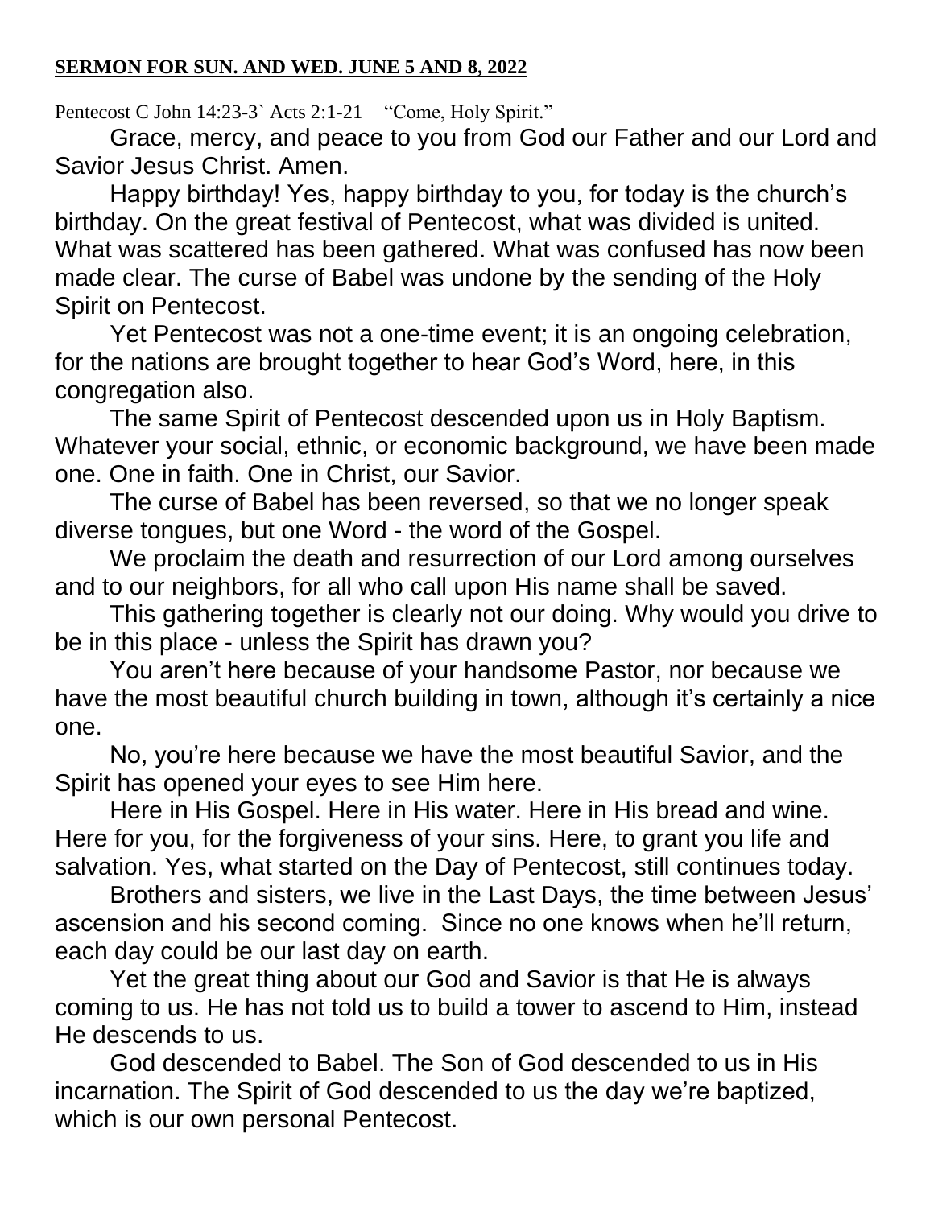**SERMON FOR SUN. AND WED. JUNE 5 AND 8, 2022**

Pentecost C John 14:23-3` Acts 2:1-21 "Come, Holy Spirit."

Grace, mercy, and peace to you from God our Father and our Lord and Savior Jesus Christ. Amen.

Happy birthday! Yes, happy birthday to you, for today is the church's birthday. On the great festival of Pentecost, what was divided is united. What was scattered has been gathered. What was confused has now been made clear. The curse of Babel was undone by the sending of the Holy Spirit on Pentecost.

Yet Pentecost was not a one-time event; it is an ongoing celebration, for the nations are brought together to hear God's Word, here, in this congregation also.

The same Spirit of Pentecost descended upon us in Holy Baptism. Whatever your social, ethnic, or economic background, we have been made one. One in faith. One in Christ, our Savior.

The curse of Babel has been reversed, so that we no longer speak diverse tongues, but one Word - the word of the Gospel.

We proclaim the death and resurrection of our Lord among ourselves and to our neighbors, for all who call upon His name shall be saved.

This gathering together is clearly not our doing. Why would you drive to be in this place - unless the Spirit has drawn you?

You aren't here because of your handsome Pastor, nor because we have the most beautiful church building in town, although it's certainly a nice one.

No, you're here because we have the most beautiful Savior, and the Spirit has opened your eyes to see Him here.

Here in His Gospel. Here in His water. Here in His bread and wine. Here for you, for the forgiveness of your sins. Here, to grant you life and salvation. Yes, what started on the Day of Pentecost, still continues today.

Brothers and sisters, we live in the Last Days, the time between Jesus' ascension and his second coming. Since no one knows when he'll return, each day could be our last day on earth.

Yet the great thing about our God and Savior is that He is always coming to us. He has not told us to build a tower to ascend to Him, instead He descends to us.

God descended to Babel. The Son of God descended to us in His incarnation. The Spirit of God descended to us the day we're baptized, which is our own personal Pentecost.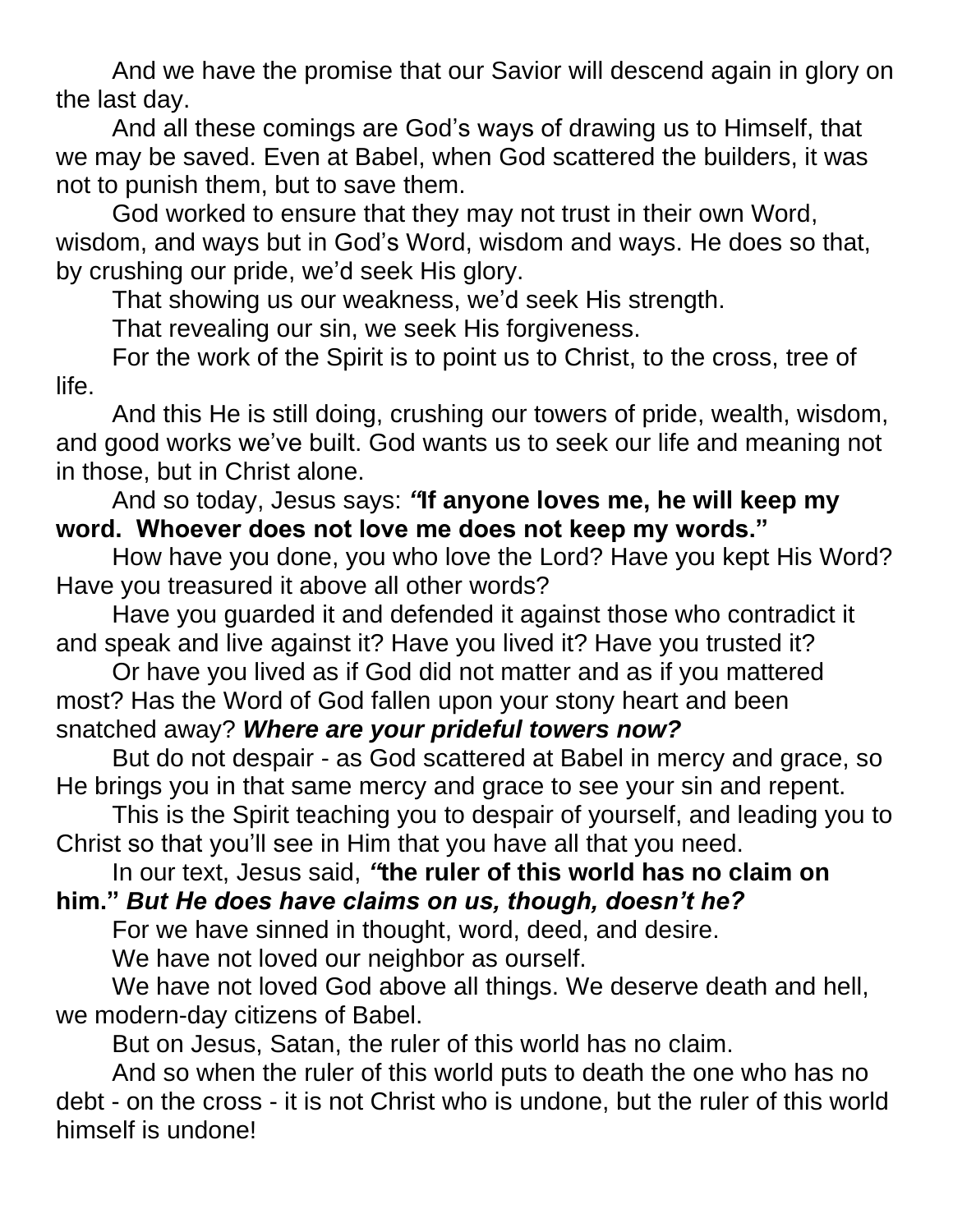And we have the promise that our Savior will descend again in glory on the last day.

And all these comings are God's ways of drawing us to Himself, that we may be saved. Even at Babel, when God scattered the builders, it was not to punish them, but to save them.

God worked to ensure that they may not trust in their own Word, wisdom, and ways but in God's Word, wisdom and ways. He does so that, by crushing our pride, we'd seek His glory.

That showing us our weakness, we'd seek His strength.

That revealing our sin, we seek His forgiveness.

For the work of the Spirit is to point us to Christ, to the cross, tree of life.

And this He is still doing, crushing our towers of pride, wealth, wisdom, and good works we've built. God wants us to seek our life and meaning not in those, but in Christ alone.

And so today, Jesus says: ***"*If anyone loves me, he will keep my word. Whoever does not love me does not keep my words."**

How have you done, you who love the Lord? Have you kept His Word? Have you treasured it above all other words?

Have you guarded it and defended it against those who contradict it and speak and live against it? Have you lived it? Have you trusted it?

Or have you lived as if God did not matter and as if you mattered most? Has the Word of God fallen upon your stony heart and been snatched away? ***Where are your prideful towers now?***

But do not despair - as God scattered at Babel in mercy and grace, so He brings you in that same mercy and grace to see your sin and repent.

This is the Spirit teaching you to despair of yourself, and leading you to Christ so that you'll see in Him that you have all that you need.

In our text, Jesus said, ***"*the ruler of this world has no claim on him."** ***But He does have claims on us, though, doesn't he?***

For we have sinned in thought, word, deed, and desire.

We have not loved our neighbor as ourself.

We have not loved God above all things. We deserve death and hell, we modern-day citizens of Babel.

But on Jesus, Satan, the ruler of this world has no claim.

And so when the ruler of this world puts to death the one who has no debt - on the cross - it is not Christ who is undone, but the ruler of this world himself is undone!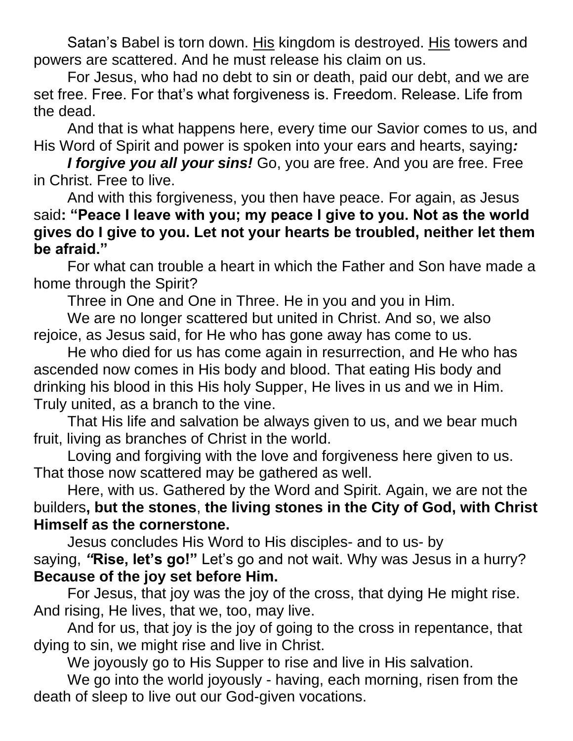Satan's Babel is torn down. His kingdom is destroyed. His towers and powers are scattered. And he must release his claim on us.

For Jesus, who had no debt to sin or death, paid our debt, and we are set free. Free. For that's what forgiveness is. Freedom. Release. Life from the dead.

And that is what happens here, every time our Savior comes to us, and His Word of Spirit and power is spoken into your ears and hearts, saying***:***

***I forgive you all your sins!*** Go, you are free. And you are free. Free in Christ. Free to live.

And with this forgiveness, you then have peace. For again, as Jesus said**: "Peace I leave with you; my peace I give to you. Not as the world gives do I give to you. Let not your hearts be troubled, neither let them be afraid."**

For what can trouble a heart in which the Father and Son have made a home through the Spirit?

Three in One and One in Three. He in you and you in Him.

We are no longer scattered but united in Christ. And so, we also rejoice, as Jesus said, for He who has gone away has come to us.

He who died for us has come again in resurrection, and He who has ascended now comes in His body and blood. That eating His body and drinking his blood in this His holy Supper, He lives in us and we in Him. Truly united, as a branch to the vine.

That His life and salvation be always given to us, and we bear much fruit, living as branches of Christ in the world.

Loving and forgiving with the love and forgiveness here given to us. That those now scattered may be gathered as well.

Here, with us. Gathered by the Word and Spirit. Again, we are not the builders**, but the stones**, **the living stones in the City of God, with Christ Himself as the cornerstone.**

Jesus concludes His Word to His disciples- and to us- by saying, ***"*Rise, let's go!"** Let's go and not wait. Why was Jesus in a hurry? **Because of the joy set before Him.**

For Jesus, that joy was the joy of the cross, that dying He might rise. And rising, He lives, that we, too, may live.

And for us, that joy is the joy of going to the cross in repentance, that dying to sin, we might rise and live in Christ.

We joyously go to His Supper to rise and live in His salvation.

We go into the world joyously - having, each morning, risen from the death of sleep to live out our God-given vocations.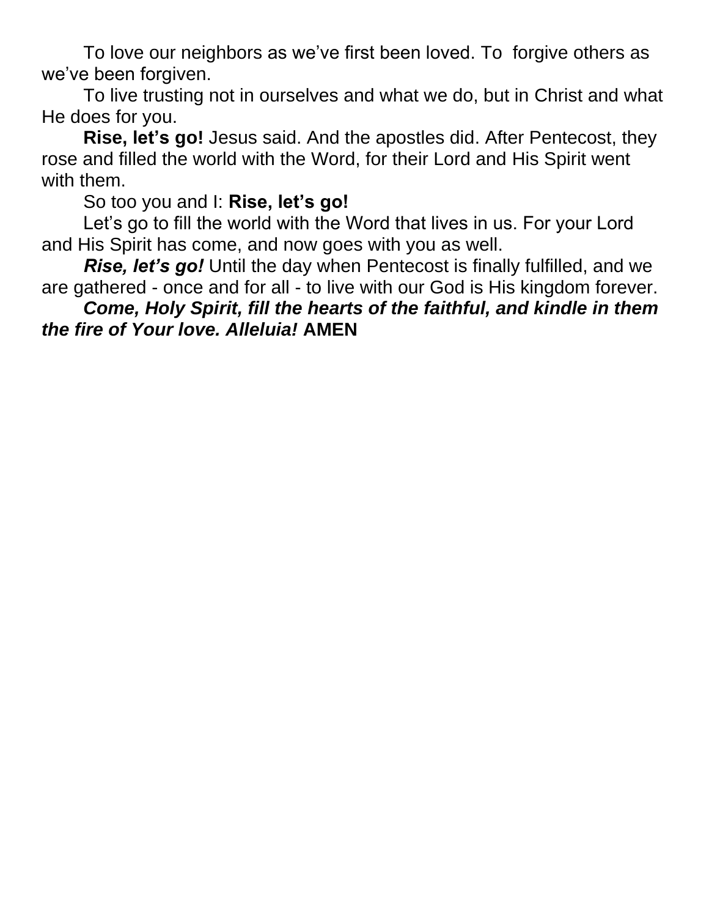To love our neighbors as we've first been loved. To  forgive others as we've been forgiven.

To live trusting not in ourselves and what we do, but in Christ and what He does for you.

**Rise, let's go!** Jesus said. And the apostles did. After Pentecost, they rose and filled the world with the Word, for their Lord and His Spirit went with them.

So too you and I: **Rise, let's go!**

Let's go to fill the world with the Word that lives in us. For your Lord and His Spirit has come, and now goes with you as well.

***Rise, let's go!*** Until the day when Pentecost is finally fulfilled, and we are gathered - once and for all - to live with our God is His kingdom forever.

***Come, Holy Spirit, fill the hearts of the faithful, and kindle in them the fire of Your love. Alleluia!*** **AMEN**